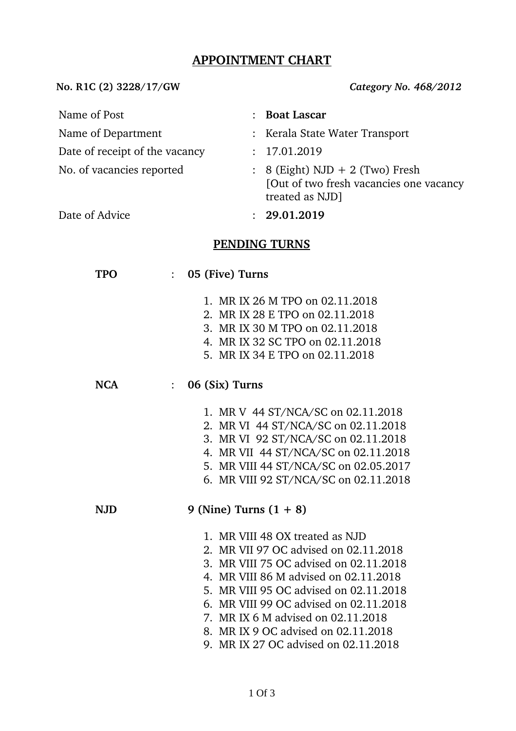# APPOINTMENT CHART

**No. R1C (2) 3228/17/GW** *Category No. 468/2012*

| | | |
|---|---|---|
| Name of Post | : | **Boat Lascar** |
| Name of Department | : | Kerala State Water Transport |
| Date of receipt of the vacancy | : | 17.01.2019 |
| No. of vacancies reported | : | 8 (Eight) NJD + 2 (Two) Fresh [Out of two fresh vacancies one vacancy treated as NJD] |
| Date of Advice | : | **29.01.2019** |

## PENDING TURNS

**TPO** : **05 (Five) Turns**

1. MR IX 26 M TPO on 02.11.2018
2. MR IX 28 E TPO on 02.11.2018
3. MR IX 30 M TPO on 02.11.2018
4. MR IX 32 SC TPO on 02.11.2018
5. MR IX 34 E TPO on 02.11.2018

**NCA** : **06 (Six) Turns**

1. MR V 44 ST/NCA/SC on 02.11.2018
2. MR VI 44 ST/NCA/SC on 02.11.2018
3. MR VI 92 ST/NCA/SC on 02.11.2018
4. MR VII 44 ST/NCA/SC on 02.11.2018
5. MR VIII 44 ST/NCA/SC on 02.05.2017
6. MR VIII 92 ST/NCA/SC on 02.11.2018

**NJD** **9 (Nine) Turns (1 + 8)**

1. MR VIII 48 OX treated as NJD
2. MR VII 97 OC advised on 02.11.2018
3. MR VIII 75 OC advised on 02.11.2018
4. MR VIII 86 M advised on 02.11.2018
5. MR VIII 95 OC advised on 02.11.2018
6. MR VIII 99 OC advised on 02.11.2018
7. MR IX 6 M advised on 02.11.2018
8. MR IX 9 OC advised on 02.11.2018
9. MR IX 27 OC advised on 02.11.2018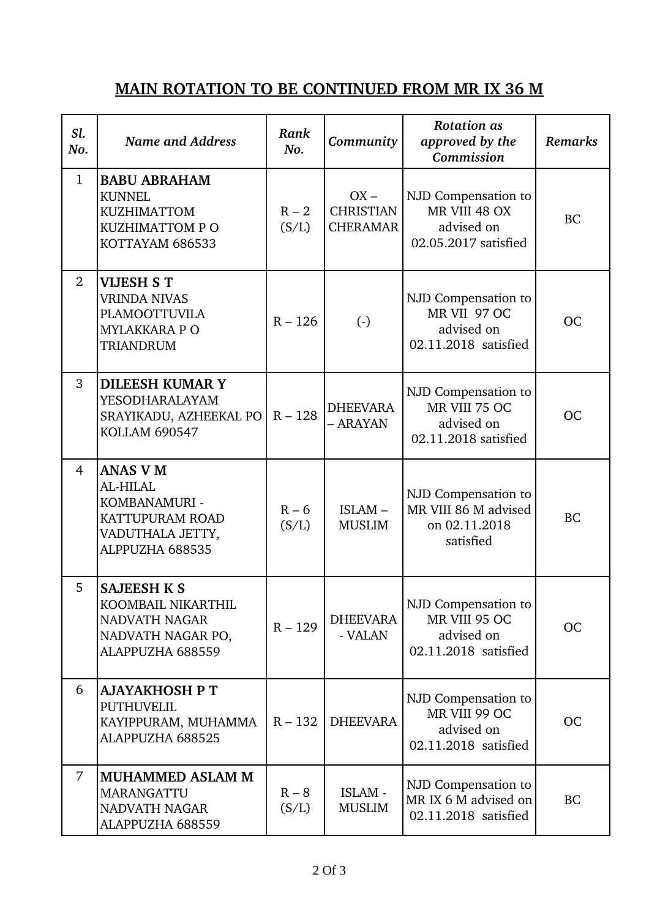## MAIN ROTATION TO BE CONTINUED FROM MR IX 36 M

| *Sl. No.* | *Name and Address* | *Rank No.* | *Community* | *Rotation as approved by the Commission* | *Remarks* |
|---|---|---|---|---|---|
| 1 | **BABU ABRAHAM**<br>KUNNEL<br>KUZHIMATTOM<br>KUZHIMATTOM P O<br>KOTTAYAM 686533 | R – 2 (S/L) | OX – CHRISTIAN CHERAMAR | NJD Compensation to MR VIII 48 OX advised on 02.05.2017 satisfied | BC |
| 2 | **VIJESH S T**<br>VRINDA NIVAS<br>PLAMOOTTUVILA<br>MYLAKKARA P O<br>TRIANDRUM | R – 126 | (-) | NJD Compensation to MR VII 97 OC advised on 02.11.2018 satisfied | OC |
| 3 | **DILEESH KUMAR Y**<br>YESODHARALAYAM<br>SRAYIKADU, AZHEEKAL PO<br>KOLLAM 690547 | R – 128 | DHEEVARA – ARAYAN | NJD Compensation to MR VIII 75 OC advised on 02.11.2018 satisfied | OC |
| 4 | **ANAS V M**<br>AL-HILAL<br>KOMBANAMURI -<br>KATTUPURAM ROAD<br>VADUTHALA JETTY,<br>ALPPUZHA 688535 | R – 6 (S/L) | ISLAM – MUSLIM | NJD Compensation to MR VIII 86 M advised on 02.11.2018 satisfied | BC |
| 5 | **SAJEESH K S**<br>KOOMBAIL NIKARTHIL<br>NADVATH NAGAR<br>NADVATH NAGAR PO,<br>ALAPPUZHA 688559 | R – 129 | DHEEVARA - VALAN | NJD Compensation to MR VIII 95 OC advised on 02.11.2018 satisfied | OC |
| 6 | **AJAYAKHOSH P T**<br>PUTHUVELIL<br>KAYIPPURAM, MUHAMMA<br>ALAPPUZHA 688525 | R – 132 | DHEEVARA | NJD Compensation to MR VIII 99 OC advised on 02.11.2018 satisfied | OC |
| 7 | **MUHAMMED ASLAM M**<br>MARANGATTU<br>NADVATH NAGAR<br>ALAPPUZHA 688559 | R – 8 (S/L) | ISLAM - MUSLIM | NJD Compensation to MR IX 6 M advised on 02.11.2018 satisfied | BC |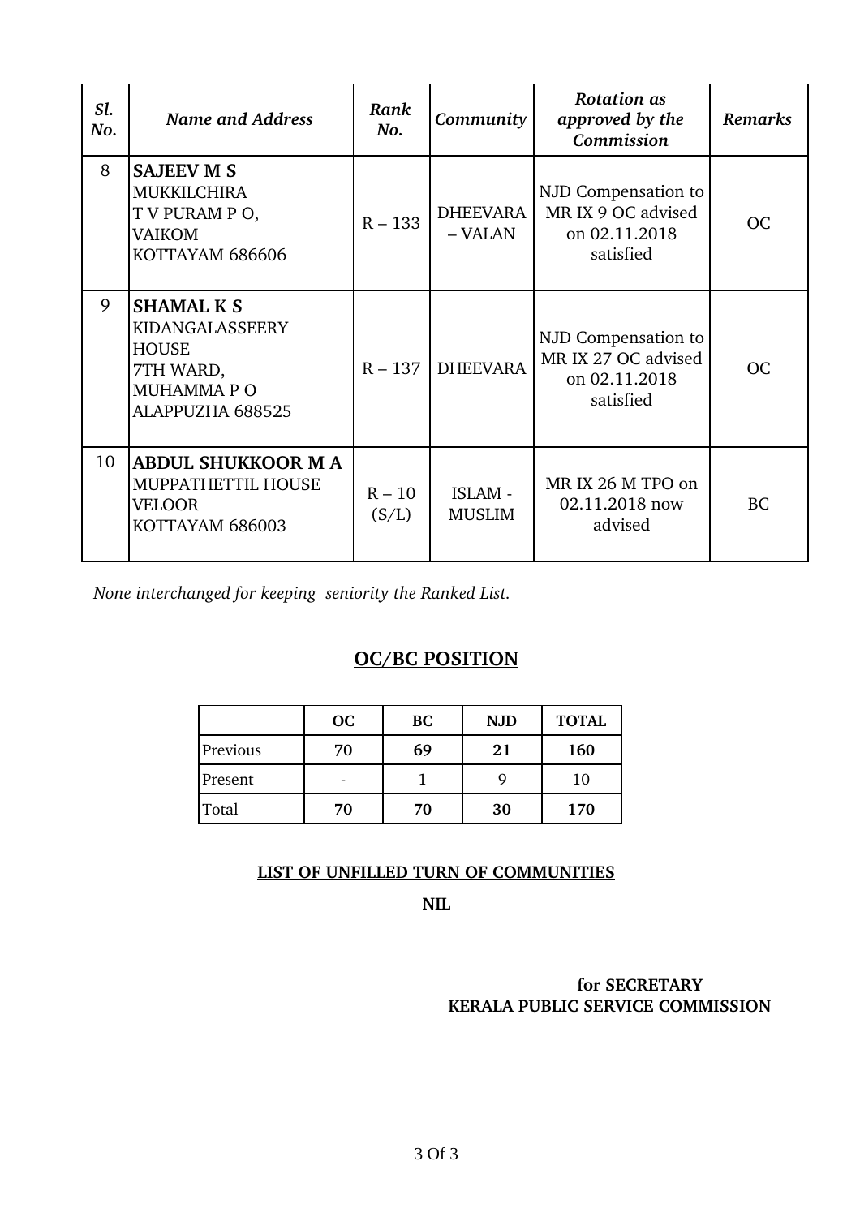| *Sl. No.* | *Name and Address* | *Rank No.* | *Community* | *Rotation as approved by the Commission* | *Remarks* |
|---|---|---|---|---|---|
| 8 | **SAJEEV M S**<br>MUKKILCHIRA<br>T V PURAM P O,<br>VAIKOM<br>KOTTAYAM 686606 | R – 133 | DHEEVARA – VALAN | NJD Compensation to MR IX 9 OC advised on 02.11.2018 satisfied | OC |
| 9 | **SHAMAL K S**<br>KIDANGALASSEERY HOUSE<br>7TH WARD,<br>MUHAMMA P O<br>ALAPPUZHA 688525 | R – 137 | DHEEVARA | NJD Compensation to MR IX 27 OC advised on 02.11.2018 satisfied | OC |
| 10 | **ABDUL SHUKKOOR M A**<br>MUPPATHETTIL HOUSE<br>VELOOR<br>KOTTAYAM 686003 | R – 10 (S/L) | ISLAM - MUSLIM | MR IX 26 M TPO on 02.11.2018 now advised | BC |

*None interchanged for keeping seniority the Ranked List.*

## OC/BC POSITION

| | **OC** | **BC** | **NJD** | **TOTAL** |
|---|---|---|---|---|
| Previous | **70** | **69** | **21** | **160** |
| Present | - | 1 | 9 | 10 |
| Total | **70** | **70** | **30** | **170** |

**LIST OF UNFILLED TURN OF COMMUNITIES**

**NIL**

**for SECRETARY**
**KERALA PUBLIC SERVICE COMMISSION**